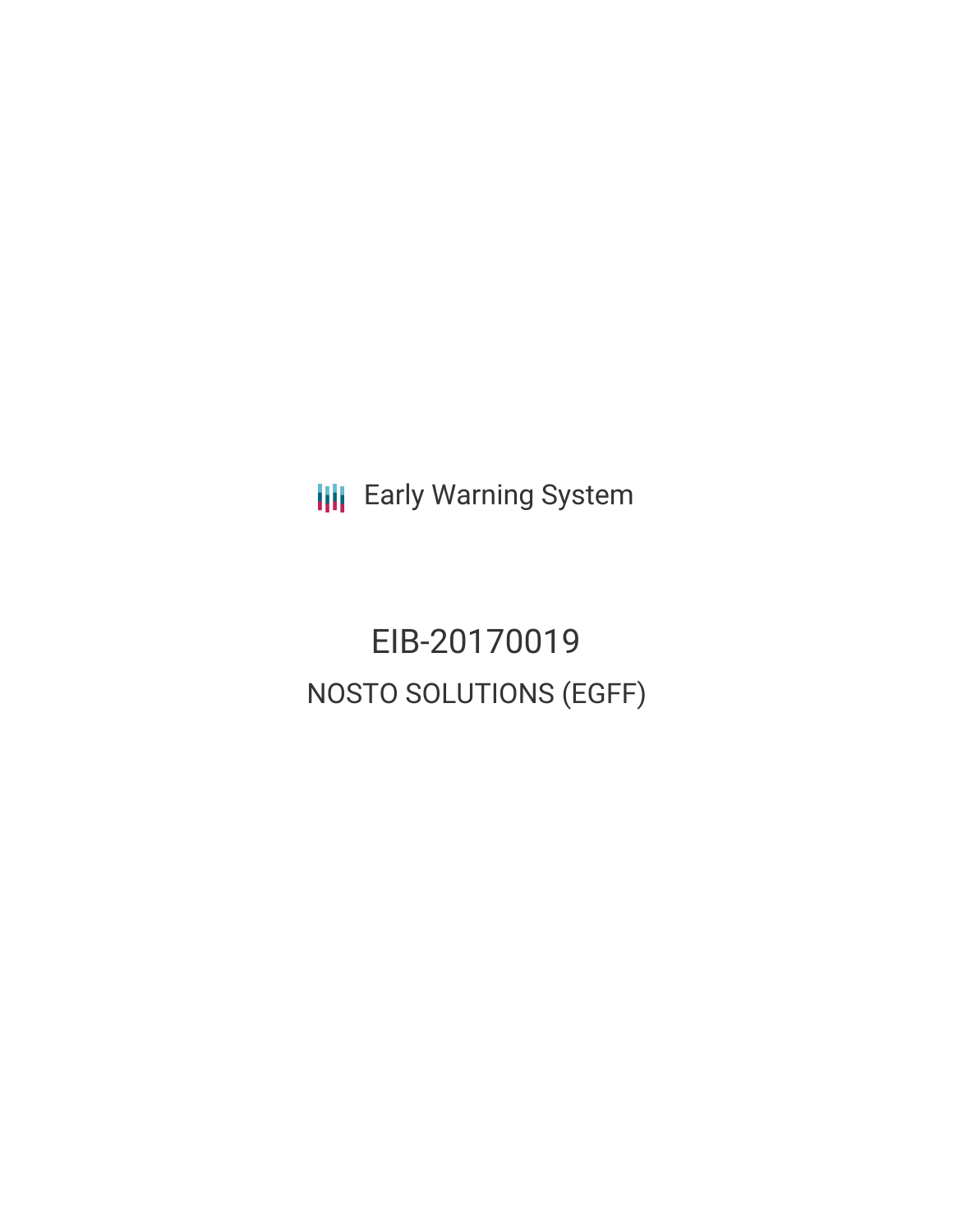Early Warning System

# EIB-20170019

## NOSTO SOLUTIONS (EGFF)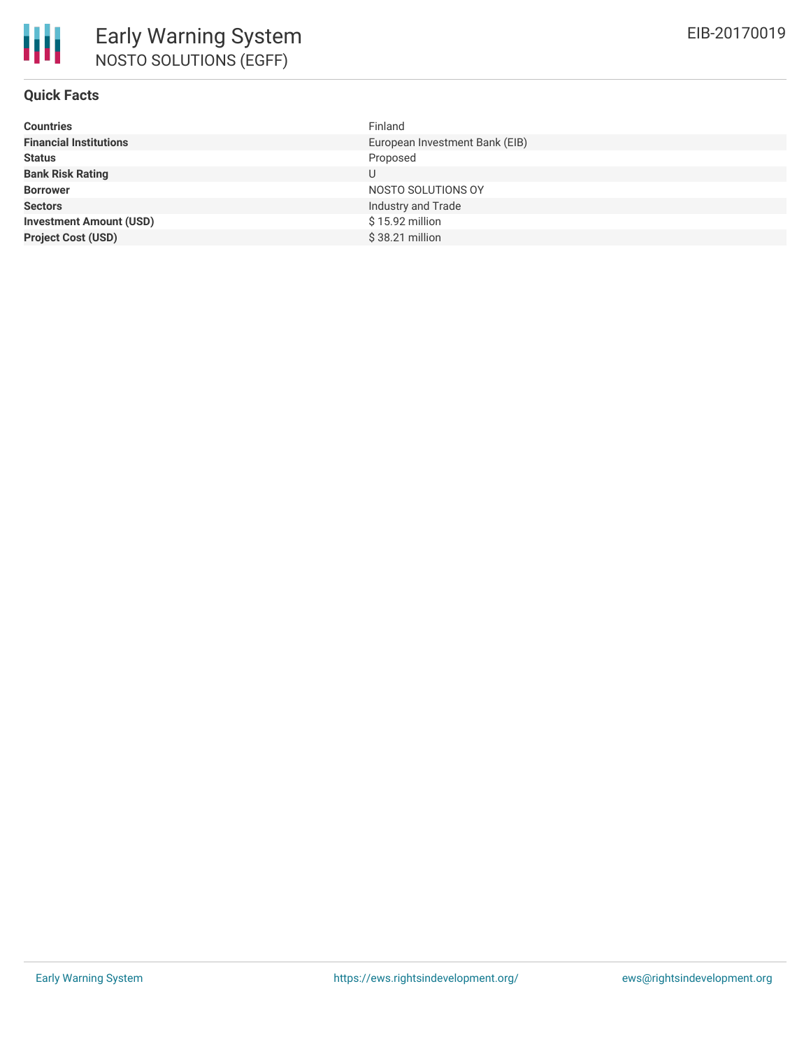# Early Warning System

## NOSTO SOLUTIONS (EGFF)

EIB-20170019

### Quick Facts

| | |
|---|---|
| **Countries** | Finland |
| **Financial Institutions** | European Investment Bank (EIB) |
| **Status** | Proposed |
| **Bank Risk Rating** | U |
| **Borrower** | NOSTO SOLUTIONS OY |
| **Sectors** | Industry and Trade |
| **Investment Amount (USD)** | $ 15.92 million |
| **Project Cost (USD)** | $ 38.21 million |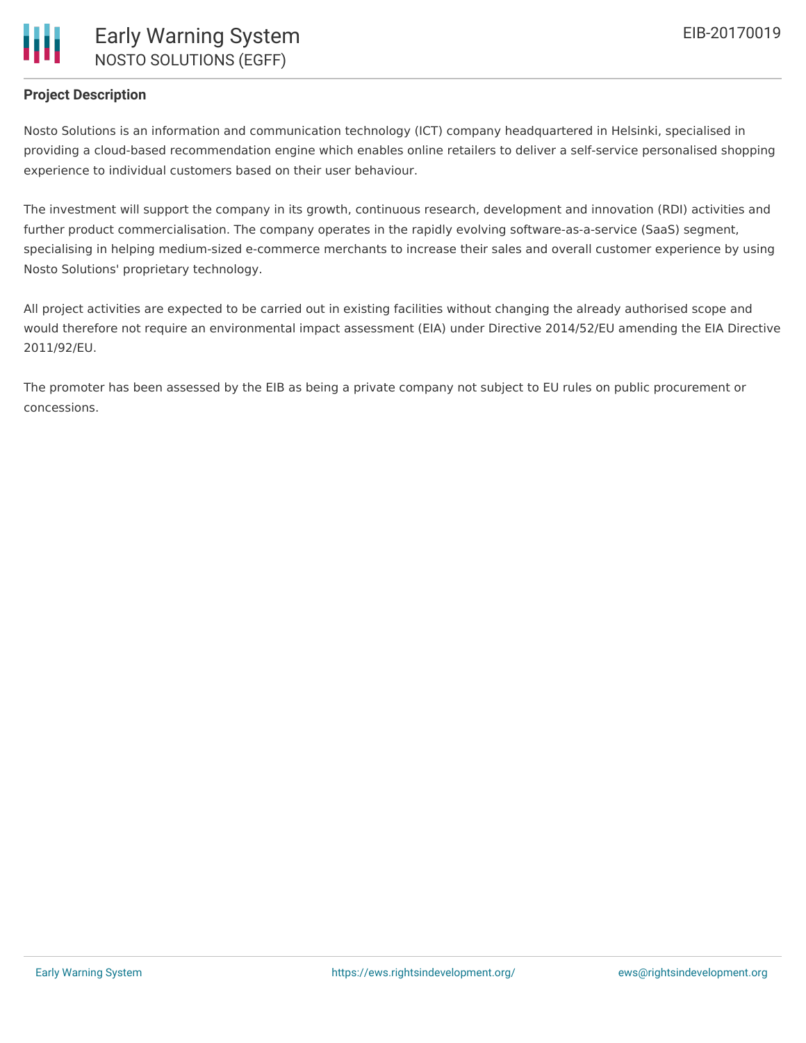## Project Description

Nosto Solutions is an information and communication technology (ICT) company headquartered in Helsinki, specialised in providing a cloud-based recommendation engine which enables online retailers to deliver a self-service personalised shopping experience to individual customers based on their user behaviour.

The investment will support the company in its growth, continuous research, development and innovation (RDI) activities and further product commercialisation. The company operates in the rapidly evolving software-as-a-service (SaaS) segment, specialising in helping medium-sized e-commerce merchants to increase their sales and overall customer experience by using Nosto Solutions' proprietary technology.

All project activities are expected to be carried out in existing facilities without changing the already authorised scope and would therefore not require an environmental impact assessment (EIA) under Directive 2014/52/EU amending the EIA Directive 2011/92/EU.

The promoter has been assessed by the EIB as being a private company not subject to EU rules on public procurement or concessions.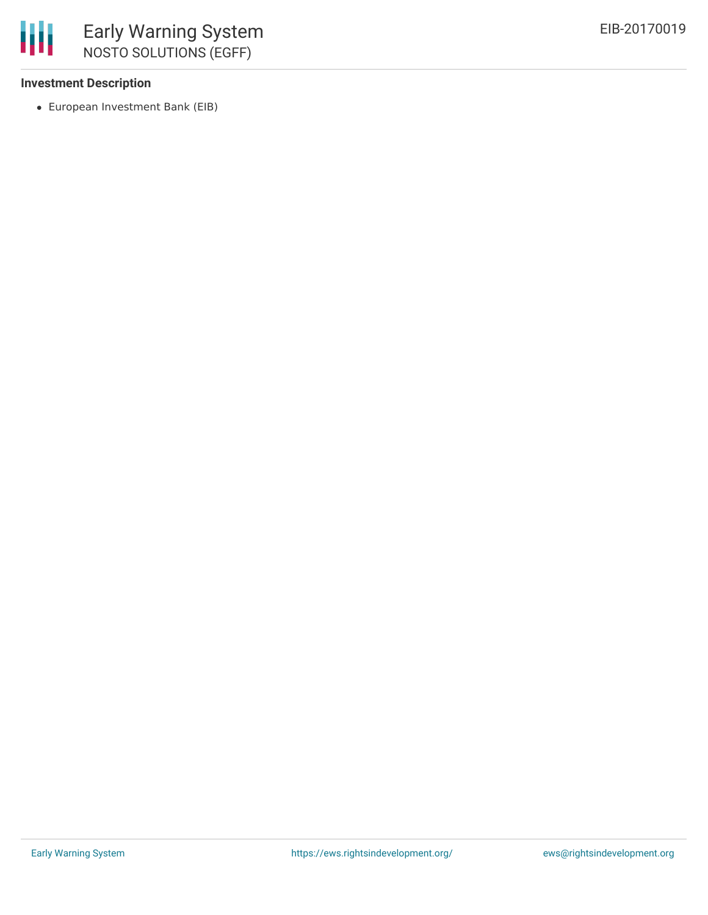**Investment Description**

- European Investment Bank (EIB)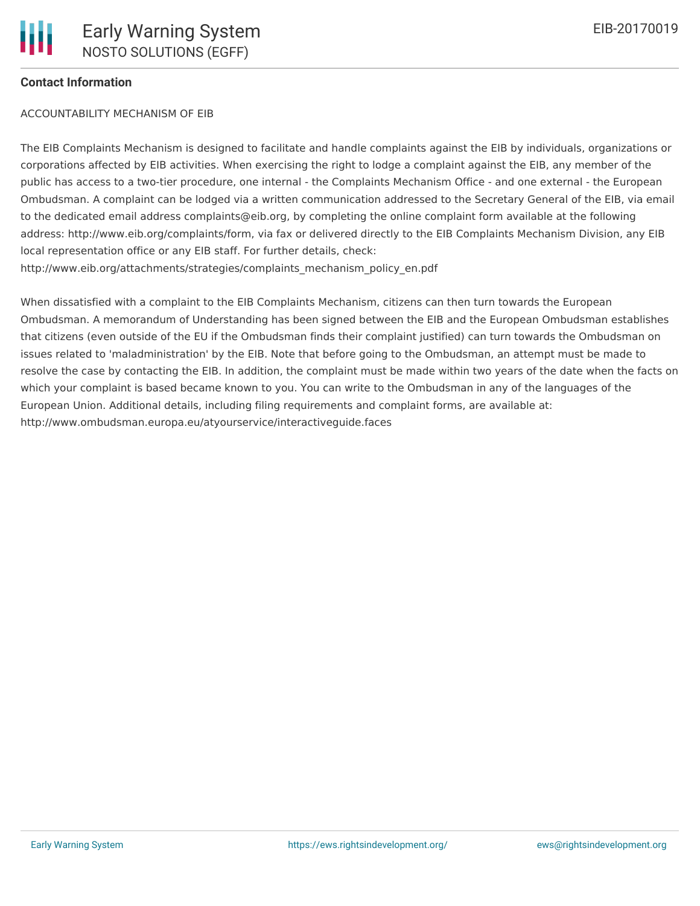**Contact Information**

ACCOUNTABILITY MECHANISM OF EIB

The EIB Complaints Mechanism is designed to facilitate and handle complaints against the EIB by individuals, organizations or corporations affected by EIB activities. When exercising the right to lodge a complaint against the EIB, any member of the public has access to a two-tier procedure, one internal - the Complaints Mechanism Office - and one external - the European Ombudsman. A complaint can be lodged via a written communication addressed to the Secretary General of the EIB, via email to the dedicated email address complaints@eib.org, by completing the online complaint form available at the following address: http://www.eib.org/complaints/form, via fax or delivered directly to the EIB Complaints Mechanism Division, any EIB local representation office or any EIB staff. For further details, check: http://www.eib.org/attachments/strategies/complaints_mechanism_policy_en.pdf

When dissatisfied with a complaint to the EIB Complaints Mechanism, citizens can then turn towards the European Ombudsman. A memorandum of Understanding has been signed between the EIB and the European Ombudsman establishes that citizens (even outside of the EU if the Ombudsman finds their complaint justified) can turn towards the Ombudsman on issues related to 'maladministration' by the EIB. Note that before going to the Ombudsman, an attempt must be made to resolve the case by contacting the EIB. In addition, the complaint must be made within two years of the date when the facts on which your complaint is based became known to you. You can write to the Ombudsman in any of the languages of the European Union. Additional details, including filing requirements and complaint forms, are available at: http://www.ombudsman.europa.eu/atyourservice/interactiveguide.faces